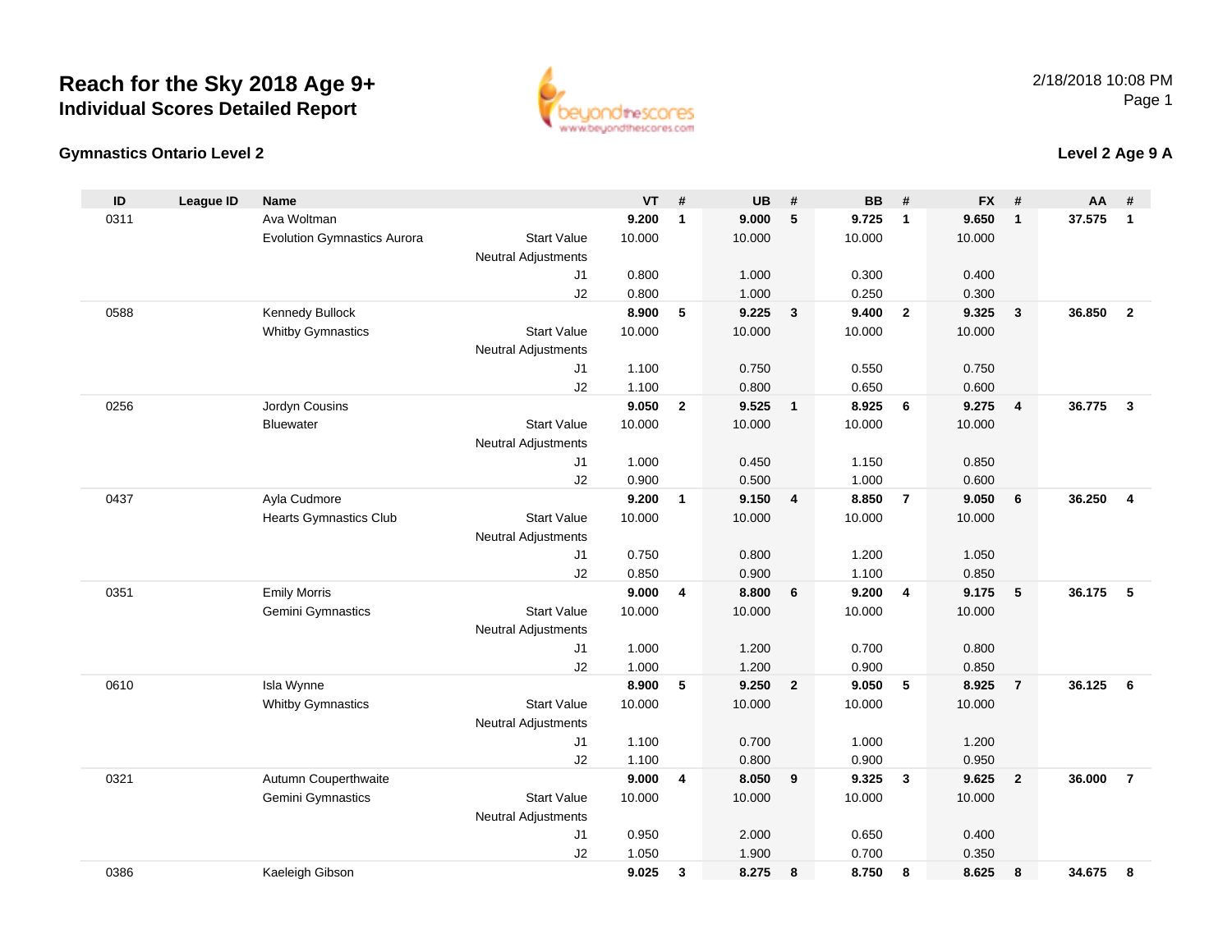# Reach for the Sky 2018 Age 9+
## Individual Scores Detailed Report

2/18/2018 10:08 PM

### Gymnastics Ontario Level 2

### Level 2 Age 9 A

| ID | League ID | Name | | VT | # | UB | # | BB | # | FX | # | AA | # |
|---|---|---|---|---|---|---|---|---|---|---|---|---|---|
| 0311 | | Ava Woltman | | **9.200** | **1** | **9.000** | **5** | **9.725** | **1** | **9.650** | **1** | **37.575** | **1** |
| | | Evolution Gymnastics Aurora | Start Value | 10.000 | | 10.000 | | 10.000 | | 10.000 | | | |
| | | | Neutral Adjustments | | | | | | | | | | |
| | | | J1 | 0.800 | | 1.000 | | 0.300 | | 0.400 | | | |
| | | | J2 | 0.800 | | 1.000 | | 0.250 | | 0.300 | | | |
| 0588 | | Kennedy Bullock | | **8.900** | **5** | **9.225** | **3** | **9.400** | **2** | **9.325** | **3** | **36.850** | **2** |
| | | Whitby Gymnastics | Start Value | 10.000 | | 10.000 | | 10.000 | | 10.000 | | | |
| | | | Neutral Adjustments | | | | | | | | | | |
| | | | J1 | 1.100 | | 0.750 | | 0.550 | | 0.750 | | | |
| | | | J2 | 1.100 | | 0.800 | | 0.650 | | 0.600 | | | |
| 0256 | | Jordyn Cousins | | **9.050** | **2** | **9.525** | **1** | **8.925** | **6** | **9.275** | **4** | **36.775** | **3** |
| | | Bluewater | Start Value | 10.000 | | 10.000 | | 10.000 | | 10.000 | | | |
| | | | Neutral Adjustments | | | | | | | | | | |
| | | | J1 | 1.000 | | 0.450 | | 1.150 | | 0.850 | | | |
| | | | J2 | 0.900 | | 0.500 | | 1.000 | | 0.600 | | | |
| 0437 | | Ayla Cudmore | | **9.200** | **1** | **9.150** | **4** | **8.850** | **7** | **9.050** | **6** | **36.250** | **4** |
| | | Hearts Gymnastics Club | Start Value | 10.000 | | 10.000 | | 10.000 | | 10.000 | | | |
| | | | Neutral Adjustments | | | | | | | | | | |
| | | | J1 | 0.750 | | 0.800 | | 1.200 | | 1.050 | | | |
| | | | J2 | 0.850 | | 0.900 | | 1.100 | | 0.850 | | | |
| 0351 | | Emily Morris | | **9.000** | **4** | **8.800** | **6** | **9.200** | **4** | **9.175** | **5** | **36.175** | **5** |
| | | Gemini Gymnastics | Start Value | 10.000 | | 10.000 | | 10.000 | | 10.000 | | | |
| | | | Neutral Adjustments | | | | | | | | | | |
| | | | J1 | 1.000 | | 1.200 | | 0.700 | | 0.800 | | | |
| | | | J2 | 1.000 | | 1.200 | | 0.900 | | 0.850 | | | |
| 0610 | | Isla Wynne | | **8.900** | **5** | **9.250** | **2** | **9.050** | **5** | **8.925** | **7** | **36.125** | **6** |
| | | Whitby Gymnastics | Start Value | 10.000 | | 10.000 | | 10.000 | | 10.000 | | | |
| | | | Neutral Adjustments | | | | | | | | | | |
| | | | J1 | 1.100 | | 0.700 | | 1.000 | | 1.200 | | | |
| | | | J2 | 1.100 | | 0.800 | | 0.900 | | 0.950 | | | |
| 0321 | | Autumn Couperthwaite | | **9.000** | **4** | **8.050** | **9** | **9.325** | **3** | **9.625** | **2** | **36.000** | **7** |
| | | Gemini Gymnastics | Start Value | 10.000 | | 10.000 | | 10.000 | | 10.000 | | | |
| | | | Neutral Adjustments | | | | | | | | | | |
| | | | J1 | 0.950 | | 2.000 | | 0.650 | | 0.400 | | | |
| | | | J2 | 1.050 | | 1.900 | | 0.700 | | 0.350 | | | |
| 0386 | | Kaeleigh Gibson | | **9.025** | **3** | **8.275** | **8** | **8.750** | **8** | **8.625** | **8** | **34.675** | **8** |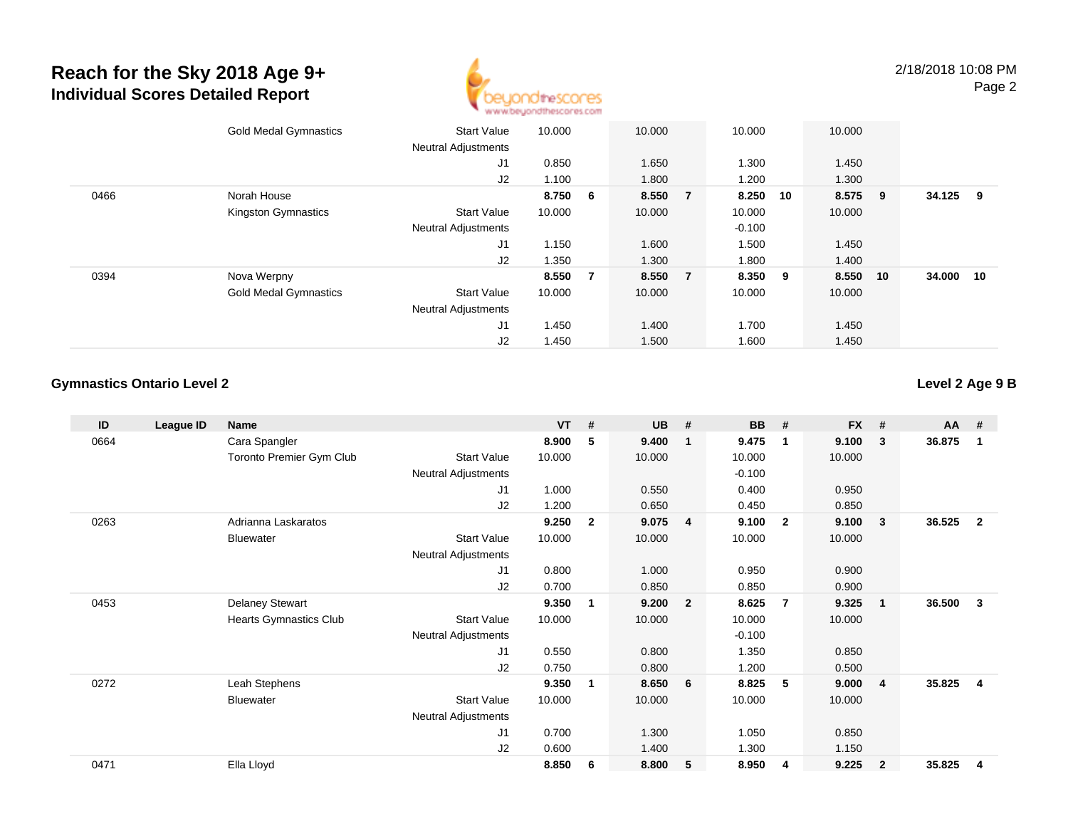# Reach for the Sky 2018 Age 9+

## Individual Scores Detailed Report

| ID | League ID | Name | | VT | # | UB | # | BB | # | FX | # | AA | # |
|---|---|---|---|---|---|---|---|---|---|---|---|---|---|
| | | Gold Medal Gymnastics | Start Value | 10.000 | | 10.000 | | 10.000 | | 10.000 | | | |
| | | | Neutral Adjustments | | | | | | | | | | |
| | | | J1 | 0.850 | | 1.650 | | 1.300 | | 1.450 | | | |
| | | | J2 | 1.100 | | 1.800 | | 1.200 | | 1.300 | | | |
| 0466 | | Norah House | | **8.750** | **6** | **8.550** | **7** | **8.250** | **10** | **8.575** | **9** | **34.125** | **9** |
| | | Kingston Gymnastics | Start Value | 10.000 | | 10.000 | | 10.000 | | 10.000 | | | |
| | | | Neutral Adjustments | | | | | -0.100 | | | | | |
| | | | J1 | 1.150 | | 1.600 | | 1.500 | | 1.450 | | | |
| | | | J2 | 1.350 | | 1.300 | | 1.800 | | 1.400 | | | |
| 0394 | | Nova Werpny | | **8.550** | **7** | **8.550** | **7** | **8.350** | **9** | **8.550** | **10** | **34.000** | **10** |
| | | Gold Medal Gymnastics | Start Value | 10.000 | | 10.000 | | 10.000 | | 10.000 | | | |
| | | | Neutral Adjustments | | | | | | | | | | |
| | | | J1 | 1.450 | | 1.400 | | 1.700 | | 1.450 | | | |
| | | | J2 | 1.450 | | 1.500 | | 1.600 | | 1.450 | | | |

### Gymnastics Ontario Level 2

**Level 2 Age 9 B**

| ID | League ID | Name | | VT | # | UB | # | BB | # | FX | # | AA | # |
|---|---|---|---|---|---|---|---|---|---|---|---|---|---|
| 0664 | | Cara Spangler | | **8.900** | **5** | **9.400** | **1** | **9.475** | **1** | **9.100** | **3** | **36.875** | **1** |
| | | Toronto Premier Gym Club | Start Value | 10.000 | | 10.000 | | 10.000 | | 10.000 | | | |
| | | | Neutral Adjustments | | | | | -0.100 | | | | | |
| | | | J1 | 1.000 | | 0.550 | | 0.400 | | 0.950 | | | |
| | | | J2 | 1.200 | | 0.650 | | 0.450 | | 0.850 | | | |
| 0263 | | Adrianna Laskaratos | | **9.250** | **2** | **9.075** | **4** | **9.100** | **2** | **9.100** | **3** | **36.525** | **2** |
| | | Bluewater | Start Value | 10.000 | | 10.000 | | 10.000 | | 10.000 | | | |
| | | | Neutral Adjustments | | | | | | | | | | |
| | | | J1 | 0.800 | | 1.000 | | 0.950 | | 0.900 | | | |
| | | | J2 | 0.700 | | 0.850 | | 0.850 | | 0.900 | | | |
| 0453 | | Delaney Stewart | | **9.350** | **1** | **9.200** | **2** | **8.625** | **7** | **9.325** | **1** | **36.500** | **3** |
| | | Hearts Gymnastics Club | Start Value | 10.000 | | 10.000 | | 10.000 | | 10.000 | | | |
| | | | Neutral Adjustments | | | | | -0.100 | | | | | |
| | | | J1 | 0.550 | | 0.800 | | 1.350 | | 0.850 | | | |
| | | | J2 | 0.750 | | 0.800 | | 1.200 | | 0.500 | | | |
| 0272 | | Leah Stephens | | **9.350** | **1** | **8.650** | **6** | **8.825** | **5** | **9.000** | **4** | **35.825** | **4** |
| | | Bluewater | Start Value | 10.000 | | 10.000 | | 10.000 | | 10.000 | | | |
| | | | Neutral Adjustments | | | | | | | | | | |
| | | | J1 | 0.700 | | 1.300 | | 1.050 | | 0.850 | | | |
| | | | J2 | 0.600 | | 1.400 | | 1.300 | | 1.150 | | | |
| 0471 | | Ella Lloyd | | **8.850** | **6** | **8.800** | **5** | **8.950** | **4** | **9.225** | **2** | **35.825** | **4** |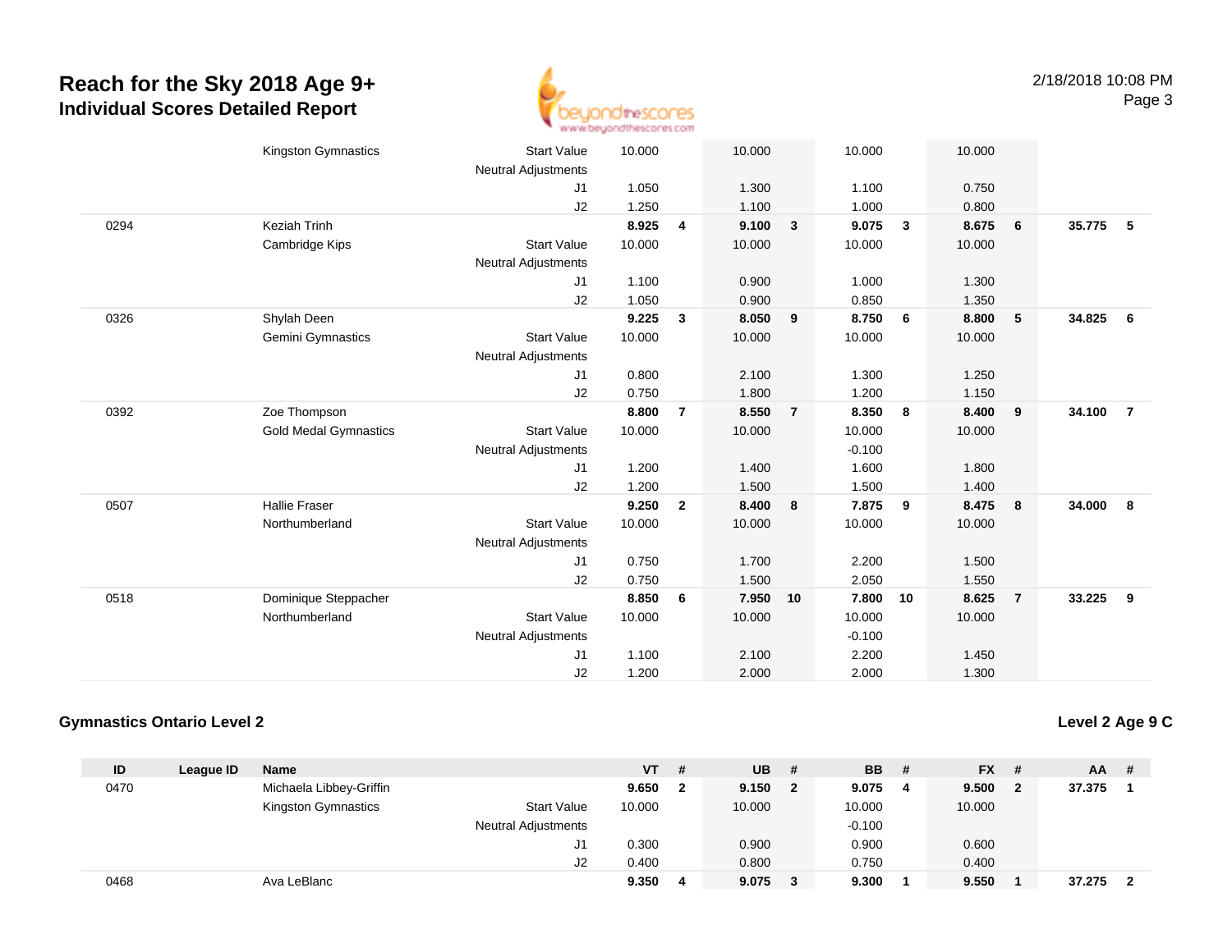# Reach for the Sky 2018 Age 9+
## Individual Scores Detailed Report

| ID | League ID | Name | | VT | # | UB | # | BB | # | FX | # | AA | # |
|---|---|---|---|---|---|---|---|---|---|---|---|---|---|
| | | Kingston Gymnastics | Start Value | 10.000 | | 10.000 | | 10.000 | | 10.000 | | | |
| | | | Neutral Adjustments | | | | | | | | | | |
| | | | J1 | 1.050 | | 1.300 | | 1.100 | | 0.750 | | | |
| | | | J2 | 1.250 | | 1.100 | | 1.000 | | 0.800 | | | |
| 0294 | | Keziah Trinh | | **8.925** | **4** | **9.100** | **3** | **9.075** | **3** | **8.675** | **6** | **35.775** | **5** |
| | | Cambridge Kips | Start Value | 10.000 | | 10.000 | | 10.000 | | 10.000 | | | |
| | | | Neutral Adjustments | | | | | | | | | | |
| | | | J1 | 1.100 | | 0.900 | | 1.000 | | 1.300 | | | |
| | | | J2 | 1.050 | | 0.900 | | 0.850 | | 1.350 | | | |
| 0326 | | Shylah Deen | | **9.225** | **3** | **8.050** | **9** | **8.750** | **6** | **8.800** | **5** | **34.825** | **6** |
| | | Gemini Gymnastics | Start Value | 10.000 | | 10.000 | | 10.000 | | 10.000 | | | |
| | | | Neutral Adjustments | | | | | | | | | | |
| | | | J1 | 0.800 | | 2.100 | | 1.300 | | 1.250 | | | |
| | | | J2 | 0.750 | | 1.800 | | 1.200 | | 1.150 | | | |
| 0392 | | Zoe Thompson | | **8.800** | **7** | **8.550** | **7** | **8.350** | **8** | **8.400** | **9** | **34.100** | **7** |
| | | Gold Medal Gymnastics | Start Value | 10.000 | | 10.000 | | 10.000 | | 10.000 | | | |
| | | | Neutral Adjustments | | | | | -0.100 | | | | | |
| | | | J1 | 1.200 | | 1.400 | | 1.600 | | 1.800 | | | |
| | | | J2 | 1.200 | | 1.500 | | 1.500 | | 1.400 | | | |
| 0507 | | Hallie Fraser | | **9.250** | **2** | **8.400** | **8** | **7.875** | **9** | **8.475** | **8** | **34.000** | **8** |
| | | Northumberland | Start Value | 10.000 | | 10.000 | | 10.000 | | 10.000 | | | |
| | | | Neutral Adjustments | | | | | | | | | | |
| | | | J1 | 0.750 | | 1.700 | | 2.200 | | 1.500 | | | |
| | | | J2 | 0.750 | | 1.500 | | 2.050 | | 1.550 | | | |
| 0518 | | Dominique Steppacher | | **8.850** | **6** | **7.950** | **10** | **7.800** | **10** | **8.625** | **7** | **33.225** | **9** |
| | | Northumberland | Start Value | 10.000 | | 10.000 | | 10.000 | | 10.000 | | | |
| | | | Neutral Adjustments | | | | | -0.100 | | | | | |
| | | | J1 | 1.100 | | 2.100 | | 2.200 | | 1.450 | | | |
| | | | J2 | 1.200 | | 2.000 | | 2.000 | | 1.300 | | | |

### Gymnastics Ontario Level 2

### Level 2 Age 9 C

| ID | League ID | Name | | VT | # | UB | # | BB | # | FX | # | AA | # |
|---|---|---|---|---|---|---|---|---|---|---|---|---|---|
| 0470 | | Michaela Libbey-Griffin | | **9.650** | **2** | **9.150** | **2** | **9.075** | **4** | **9.500** | **2** | **37.375** | **1** |
| | | Kingston Gymnastics | Start Value | 10.000 | | 10.000 | | 10.000 | | 10.000 | | | |
| | | | Neutral Adjustments | | | | | -0.100 | | | | | |
| | | | J1 | 0.300 | | 0.900 | | 0.900 | | 0.600 | | | |
| | | | J2 | 0.400 | | 0.800 | | 0.750 | | 0.400 | | | |
| 0468 | | Ava LeBlanc | | **9.350** | **4** | **9.075** | **3** | **9.300** | **1** | **9.550** | **1** | **37.275** | **2** |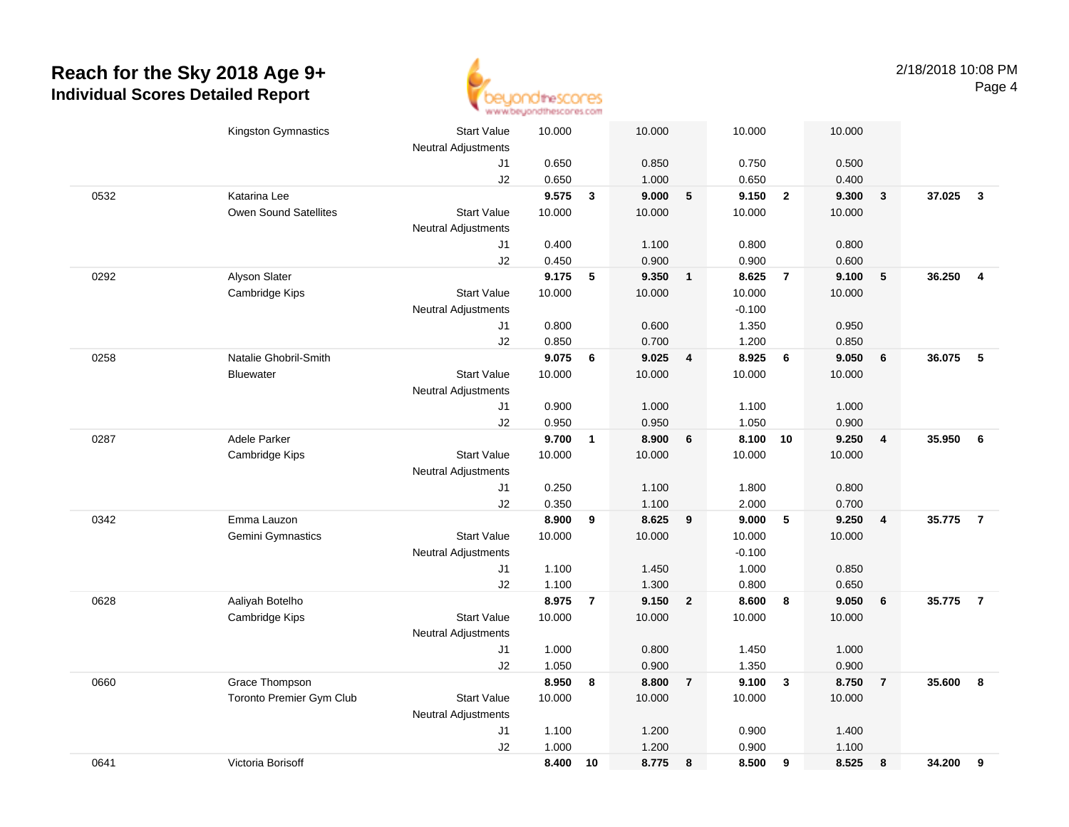# Reach for the Sky 2018 Age 9+
## Individual Scores Detailed Report

2/18/2018 10:08 PM

| | | | | | | | | | | | | |
|---|---|---|---|---|---|---|---|---|---|---|---|---|
| | Kingston Gymnastics | Start Value | 10.000 | | 10.000 | | 10.000 | | 10.000 | | | |
| | | Neutral Adjustments | | | | | | | | | | |
| | | J1 | 0.650 | | 0.850 | | 0.750 | | 0.500 | | | |
| | | J2 | 0.650 | | 1.000 | | 0.650 | | 0.400 | | | |
| 0532 | Katarina Lee | | **9.575** | **3** | **9.000** | **5** | **9.150** | **2** | **9.300** | **3** | **37.025** | **3** |
| | Owen Sound Satellites | Start Value | 10.000 | | 10.000 | | 10.000 | | 10.000 | | | |
| | | Neutral Adjustments | | | | | | | | | | |
| | | J1 | 0.400 | | 1.100 | | 0.800 | | 0.800 | | | |
| | | J2 | 0.450 | | 0.900 | | 0.900 | | 0.600 | | | |
| 0292 | Alyson Slater | | **9.175** | **5** | **9.350** | **1** | **8.625** | **7** | **9.100** | **5** | **36.250** | **4** |
| | Cambridge Kips | Start Value | 10.000 | | 10.000 | | 10.000 | | 10.000 | | | |
| | | Neutral Adjustments | | | | | -0.100 | | | | | |
| | | J1 | 0.800 | | 0.600 | | 1.350 | | 0.950 | | | |
| | | J2 | 0.850 | | 0.700 | | 1.200 | | 0.850 | | | |
| 0258 | Natalie Ghobril-Smith | | **9.075** | **6** | **9.025** | **4** | **8.925** | **6** | **9.050** | **6** | **36.075** | **5** |
| | Bluewater | Start Value | 10.000 | | 10.000 | | 10.000 | | 10.000 | | | |
| | | Neutral Adjustments | | | | | | | | | | |
| | | J1 | 0.900 | | 1.000 | | 1.100 | | 1.000 | | | |
| | | J2 | 0.950 | | 0.950 | | 1.050 | | 0.900 | | | |
| 0287 | Adele Parker | | **9.700** | **1** | **8.900** | **6** | **8.100** | **10** | **9.250** | **4** | **35.950** | **6** |
| | Cambridge Kips | Start Value | 10.000 | | 10.000 | | 10.000 | | 10.000 | | | |
| | | Neutral Adjustments | | | | | | | | | | |
| | | J1 | 0.250 | | 1.100 | | 1.800 | | 0.800 | | | |
| | | J2 | 0.350 | | 1.100 | | 2.000 | | 0.700 | | | |
| 0342 | Emma Lauzon | | **8.900** | **9** | **8.625** | **9** | **9.000** | **5** | **9.250** | **4** | **35.775** | **7** |
| | Gemini Gymnastics | Start Value | 10.000 | | 10.000 | | 10.000 | | 10.000 | | | |
| | | Neutral Adjustments | | | | | -0.100 | | | | | |
| | | J1 | 1.100 | | 1.450 | | 1.000 | | 0.850 | | | |
| | | J2 | 1.100 | | 1.300 | | 0.800 | | 0.650 | | | |
| 0628 | Aaliyah Botelho | | **8.975** | **7** | **9.150** | **2** | **8.600** | **8** | **9.050** | **6** | **35.775** | **7** |
| | Cambridge Kips | Start Value | 10.000 | | 10.000 | | 10.000 | | 10.000 | | | |
| | | Neutral Adjustments | | | | | | | | | | |
| | | J1 | 1.000 | | 0.800 | | 1.450 | | 1.000 | | | |
| | | J2 | 1.050 | | 0.900 | | 1.350 | | 0.900 | | | |
| 0660 | Grace Thompson | | **8.950** | **8** | **8.800** | **7** | **9.100** | **3** | **8.750** | **7** | **35.600** | **8** |
| | Toronto Premier Gym Club | Start Value | 10.000 | | 10.000 | | 10.000 | | 10.000 | | | |
| | | Neutral Adjustments | | | | | | | | | | |
| | | J1 | 1.100 | | 1.200 | | 0.900 | | 1.400 | | | |
| | | J2 | 1.000 | | 1.200 | | 0.900 | | 1.100 | | | |
| 0641 | Victoria Borisoff | | **8.400** | **10** | **8.775** | **8** | **8.500** | **9** | **8.525** | **8** | **34.200** | **9** |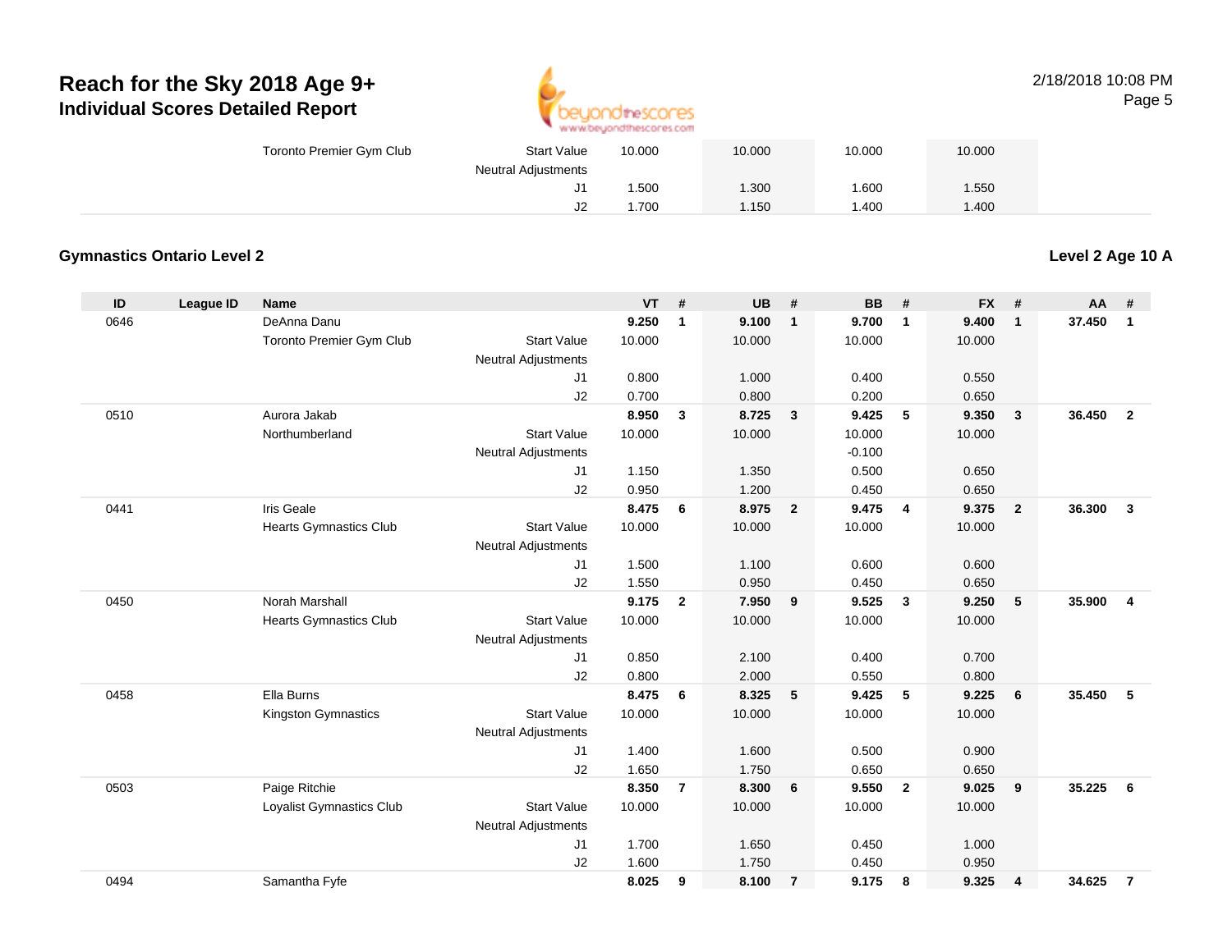# Reach for the Sky 2018 Age 9+
## Individual Scores Detailed Report

2/18/2018 10:08 PM

| | | | | VT | | UB | | BB | | FX | | |
|---|---|---|---|---|---|---|---|---|---|---|---|---|
| | | Toronto Premier Gym Club | Start Value | 10.000 | | 10.000 | | 10.000 | | 10.000 | | |
| | | | Neutral Adjustments | | | | | | | | | |
| | | | J1 | 1.500 | | 1.300 | | 1.600 | | 1.550 | | |
| | | | J2 | 1.700 | | 1.150 | | 1.400 | | 1.400 | | |

### Gymnastics Ontario Level 2

**Level 2 Age 10 A**

| ID | League ID | Name | | VT | # | UB | # | BB | # | FX | # | AA | # |
|---|---|---|---|---|---|---|---|---|---|---|---|---|---|
| 0646 | | DeAnna Danu | | **9.250** | **1** | **9.100** | **1** | **9.700** | **1** | **9.400** | **1** | **37.450** | **1** |
| | | Toronto Premier Gym Club | Start Value | 10.000 | | 10.000 | | 10.000 | | 10.000 | | | |
| | | | Neutral Adjustments | | | | | | | | | | |
| | | | J1 | 0.800 | | 1.000 | | 0.400 | | 0.550 | | | |
| | | | J2 | 0.700 | | 0.800 | | 0.200 | | 0.650 | | | |
| 0510 | | Aurora Jakab | | **8.950** | **3** | **8.725** | **3** | **9.425** | **5** | **9.350** | **3** | **36.450** | **2** |
| | | Northumberland | Start Value | 10.000 | | 10.000 | | 10.000 | | 10.000 | | | |
| | | | Neutral Adjustments | | | | | -0.100 | | | | | |
| | | | J1 | 1.150 | | 1.350 | | 0.500 | | 0.650 | | | |
| | | | J2 | 0.950 | | 1.200 | | 0.450 | | 0.650 | | | |
| 0441 | | Iris Geale | | **8.475** | **6** | **8.975** | **2** | **9.475** | **4** | **9.375** | **2** | **36.300** | **3** |
| | | Hearts Gymnastics Club | Start Value | 10.000 | | 10.000 | | 10.000 | | 10.000 | | | |
| | | | Neutral Adjustments | | | | | | | | | | |
| | | | J1 | 1.500 | | 1.100 | | 0.600 | | 0.600 | | | |
| | | | J2 | 1.550 | | 0.950 | | 0.450 | | 0.650 | | | |
| 0450 | | Norah Marshall | | **9.175** | **2** | **7.950** | **9** | **9.525** | **3** | **9.250** | **5** | **35.900** | **4** |
| | | Hearts Gymnastics Club | Start Value | 10.000 | | 10.000 | | 10.000 | | 10.000 | | | |
| | | | Neutral Adjustments | | | | | | | | | | |
| | | | J1 | 0.850 | | 2.100 | | 0.400 | | 0.700 | | | |
| | | | J2 | 0.800 | | 2.000 | | 0.550 | | 0.800 | | | |
| 0458 | | Ella Burns | | **8.475** | **6** | **8.325** | **5** | **9.425** | **5** | **9.225** | **6** | **35.450** | **5** |
| | | Kingston Gymnastics | Start Value | 10.000 | | 10.000 | | 10.000 | | 10.000 | | | |
| | | | Neutral Adjustments | | | | | | | | | | |
| | | | J1 | 1.400 | | 1.600 | | 0.500 | | 0.900 | | | |
| | | | J2 | 1.650 | | 1.750 | | 0.650 | | 0.650 | | | |
| 0503 | | Paige Ritchie | | **8.350** | **7** | **8.300** | **6** | **9.550** | **2** | **9.025** | **9** | **35.225** | **6** |
| | | Loyalist Gymnastics Club | Start Value | 10.000 | | 10.000 | | 10.000 | | 10.000 | | | |
| | | | Neutral Adjustments | | | | | | | | | | |
| | | | J1 | 1.700 | | 1.650 | | 0.450 | | 1.000 | | | |
| | | | J2 | 1.600 | | 1.750 | | 0.450 | | 0.950 | | | |
| 0494 | | Samantha Fyfe | | **8.025** | **9** | **8.100** | **7** | **9.175** | **8** | **9.325** | **4** | **34.625** | **7** |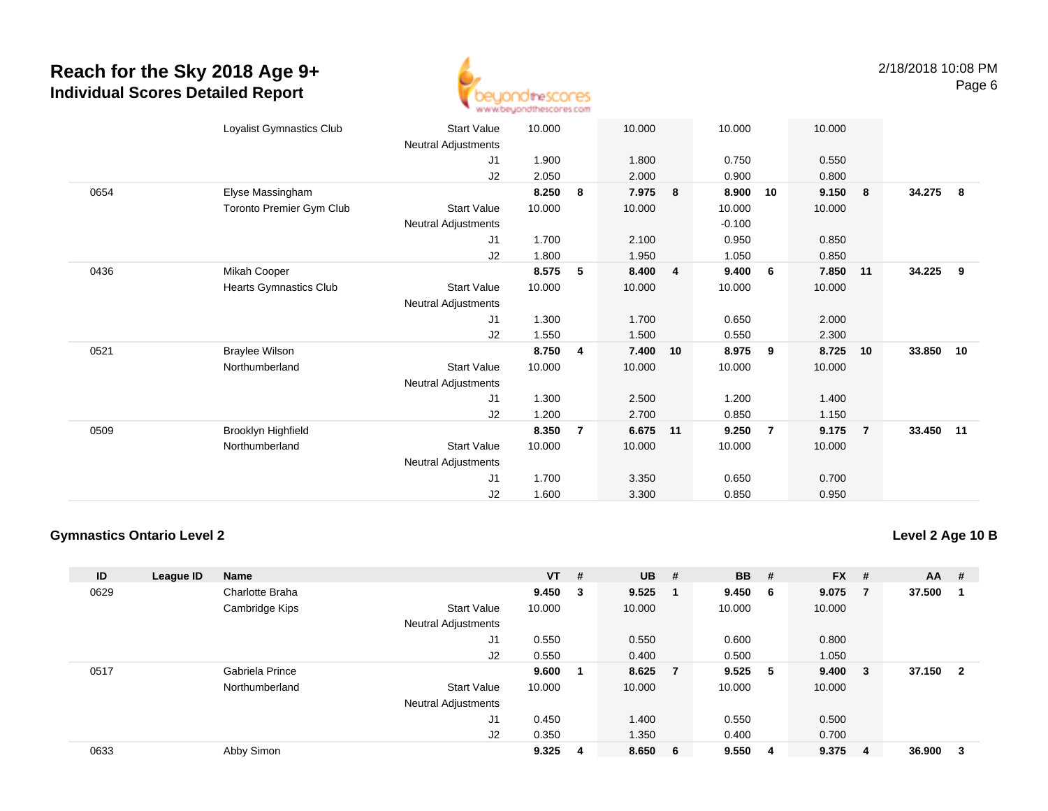# Reach for the Sky 2018 Age 9+

## Individual Scores Detailed Report

| ID | League ID | Name | | VT | # | UB | # | BB | # | FX | # | AA | # |
|---|---|---|---|---|---|---|---|---|---|---|---|---|---|
| | | Loyalist Gymnastics Club | Start Value | 10.000 | | 10.000 | | 10.000 | | 10.000 | | | |
| | | | Neutral Adjustments | | | | | | | | | | |
| | | | J1 | 1.900 | | 1.800 | | 0.750 | | 0.550 | | | |
| | | | J2 | 2.050 | | 2.000 | | 0.900 | | 0.800 | | | |
| 0654 | | Elyse Massingham | | **8.250** | **8** | **7.975** | **8** | **8.900** | **10** | **9.150** | **8** | **34.275** | **8** |
| | | Toronto Premier Gym Club | Start Value | 10.000 | | 10.000 | | 10.000 | | 10.000 | | | |
| | | | Neutral Adjustments | | | | | -0.100 | | | | | |
| | | | J1 | 1.700 | | 2.100 | | 0.950 | | 0.850 | | | |
| | | | J2 | 1.800 | | 1.950 | | 1.050 | | 0.850 | | | |
| 0436 | | Mikah Cooper | | **8.575** | **5** | **8.400** | **4** | **9.400** | **6** | **7.850** | **11** | **34.225** | **9** |
| | | Hearts Gymnastics Club | Start Value | 10.000 | | 10.000 | | 10.000 | | 10.000 | | | |
| | | | Neutral Adjustments | | | | | | | | | | |
| | | | J1 | 1.300 | | 1.700 | | 0.650 | | 2.000 | | | |
| | | | J2 | 1.550 | | 1.500 | | 0.550 | | 2.300 | | | |
| 0521 | | Braylee Wilson | | **8.750** | **4** | **7.400** | **10** | **8.975** | **9** | **8.725** | **10** | **33.850** | **10** |
| | | Northumberland | Start Value | 10.000 | | 10.000 | | 10.000 | | 10.000 | | | |
| | | | Neutral Adjustments | | | | | | | | | | |
| | | | J1 | 1.300 | | 2.500 | | 1.200 | | 1.400 | | | |
| | | | J2 | 1.200 | | 2.700 | | 0.850 | | 1.150 | | | |
| 0509 | | Brooklyn Highfield | | **8.350** | **7** | **6.675** | **11** | **9.250** | **7** | **9.175** | **7** | **33.450** | **11** |
| | | Northumberland | Start Value | 10.000 | | 10.000 | | 10.000 | | 10.000 | | | |
| | | | Neutral Adjustments | | | | | | | | | | |
| | | | J1 | 1.700 | | 3.350 | | 0.650 | | 0.700 | | | |
| | | | J2 | 1.600 | | 3.300 | | 0.850 | | 0.950 | | | |

### Gymnastics Ontario Level 2

**Level 2 Age 10 B**

| ID | League ID | Name | | VT | # | UB | # | BB | # | FX | # | AA | # |
|---|---|---|---|---|---|---|---|---|---|---|---|---|---|
| 0629 | | Charlotte Braha | | **9.450** | **3** | **9.525** | **1** | **9.450** | **6** | **9.075** | **7** | **37.500** | **1** |
| | | Cambridge Kips | Start Value | 10.000 | | 10.000 | | 10.000 | | 10.000 | | | |
| | | | Neutral Adjustments | | | | | | | | | | |
| | | | J1 | 0.550 | | 0.550 | | 0.600 | | 0.800 | | | |
| | | | J2 | 0.550 | | 0.400 | | 0.500 | | 1.050 | | | |
| 0517 | | Gabriela Prince | | **9.600** | **1** | **8.625** | **7** | **9.525** | **5** | **9.400** | **3** | **37.150** | **2** |
| | | Northumberland | Start Value | 10.000 | | 10.000 | | 10.000 | | 10.000 | | | |
| | | | Neutral Adjustments | | | | | | | | | | |
| | | | J1 | 0.450 | | 1.400 | | 0.550 | | 0.500 | | | |
| | | | J2 | 0.350 | | 1.350 | | 0.400 | | 0.700 | | | |
| 0633 | | Abby Simon | | **9.325** | **4** | **8.650** | **6** | **9.550** | **4** | **9.375** | **4** | **36.900** | **3** |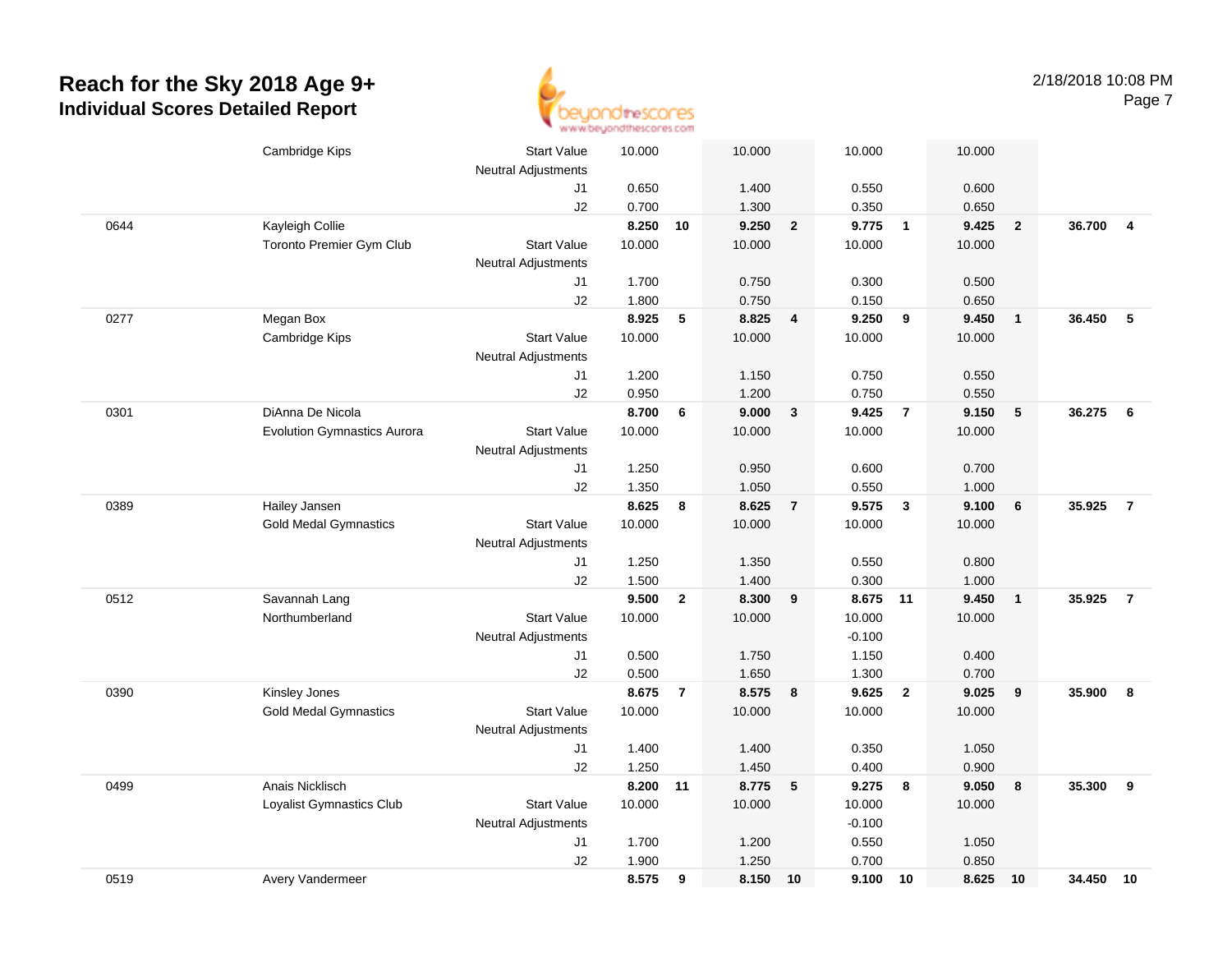# Reach for the Sky 2018 Age 9+

## Individual Scores Detailed Report

2/18/2018 10:08 PM

| # | Name / Club | | Vault | Rank | Bars | Rank | Beam | Rank | Floor | Rank | AA | Rank |
|---|---|---|---|---|---|---|---|---|---|---|---|---|
| | Cambridge Kips | Start Value | 10.000 | | 10.000 | | 10.000 | | 10.000 | | | |
| | | Neutral Adjustments | | | | | | | | | | |
| | | J1 | 0.650 | | 1.400 | | 0.550 | | 0.600 | | | |
| | | J2 | 0.700 | | 1.300 | | 0.350 | | 0.650 | | | |
| 0644 | Kayleigh Collie | | **8.250** | **10** | **9.250** | **2** | **9.775** | **1** | **9.425** | **2** | **36.700** | **4** |
| | Toronto Premier Gym Club | Start Value | 10.000 | | 10.000 | | 10.000 | | 10.000 | | | |
| | | Neutral Adjustments | | | | | | | | | | |
| | | J1 | 1.700 | | 0.750 | | 0.300 | | 0.500 | | | |
| | | J2 | 1.800 | | 0.750 | | 0.150 | | 0.650 | | | |
| 0277 | Megan Box | | **8.925** | **5** | **8.825** | **4** | **9.250** | **9** | **9.450** | **1** | **36.450** | **5** |
| | Cambridge Kips | Start Value | 10.000 | | 10.000 | | 10.000 | | 10.000 | | | |
| | | Neutral Adjustments | | | | | | | | | | |
| | | J1 | 1.200 | | 1.150 | | 0.750 | | 0.550 | | | |
| | | J2 | 0.950 | | 1.200 | | 0.750 | | 0.550 | | | |
| 0301 | DiAnna De Nicola | | **8.700** | **6** | **9.000** | **3** | **9.425** | **7** | **9.150** | **5** | **36.275** | **6** |
| | Evolution Gymnastics Aurora | Start Value | 10.000 | | 10.000 | | 10.000 | | 10.000 | | | |
| | | Neutral Adjustments | | | | | | | | | | |
| | | J1 | 1.250 | | 0.950 | | 0.600 | | 0.700 | | | |
| | | J2 | 1.350 | | 1.050 | | 0.550 | | 1.000 | | | |
| 0389 | Hailey Jansen | | **8.625** | **8** | **8.625** | **7** | **9.575** | **3** | **9.100** | **6** | **35.925** | **7** |
| | Gold Medal Gymnastics | Start Value | 10.000 | | 10.000 | | 10.000 | | 10.000 | | | |
| | | Neutral Adjustments | | | | | | | | | | |
| | | J1 | 1.250 | | 1.350 | | 0.550 | | 0.800 | | | |
| | | J2 | 1.500 | | 1.400 | | 0.300 | | 1.000 | | | |
| 0512 | Savannah Lang | | **9.500** | **2** | **8.300** | **9** | **8.675** | **11** | **9.450** | **1** | **35.925** | **7** |
| | Northumberland | Start Value | 10.000 | | 10.000 | | 10.000 | | 10.000 | | | |
| | | Neutral Adjustments | | | | | -0.100 | | | | | |
| | | J1 | 0.500 | | 1.750 | | 1.150 | | 0.400 | | | |
| | | J2 | 0.500 | | 1.650 | | 1.300 | | 0.700 | | | |
| 0390 | Kinsley Jones | | **8.675** | **7** | **8.575** | **8** | **9.625** | **2** | **9.025** | **9** | **35.900** | **8** |
| | Gold Medal Gymnastics | Start Value | 10.000 | | 10.000 | | 10.000 | | 10.000 | | | |
| | | Neutral Adjustments | | | | | | | | | | |
| | | J1 | 1.400 | | 1.400 | | 0.350 | | 1.050 | | | |
| | | J2 | 1.250 | | 1.450 | | 0.400 | | 0.900 | | | |
| 0499 | Anais Nicklisch | | **8.200** | **11** | **8.775** | **5** | **9.275** | **8** | **9.050** | **8** | **35.300** | **9** |
| | Loyalist Gymnastics Club | Start Value | 10.000 | | 10.000 | | 10.000 | | 10.000 | | | |
| | | Neutral Adjustments | | | | | -0.100 | | | | | |
| | | J1 | 1.700 | | 1.200 | | 0.550 | | 1.050 | | | |
| | | J2 | 1.900 | | 1.250 | | 0.700 | | 0.850 | | | |
| 0519 | Avery Vandermeer | | **8.575** | **9** | **8.150** | **10** | **9.100** | **10** | **8.625** | **10** | **34.450** | **10** |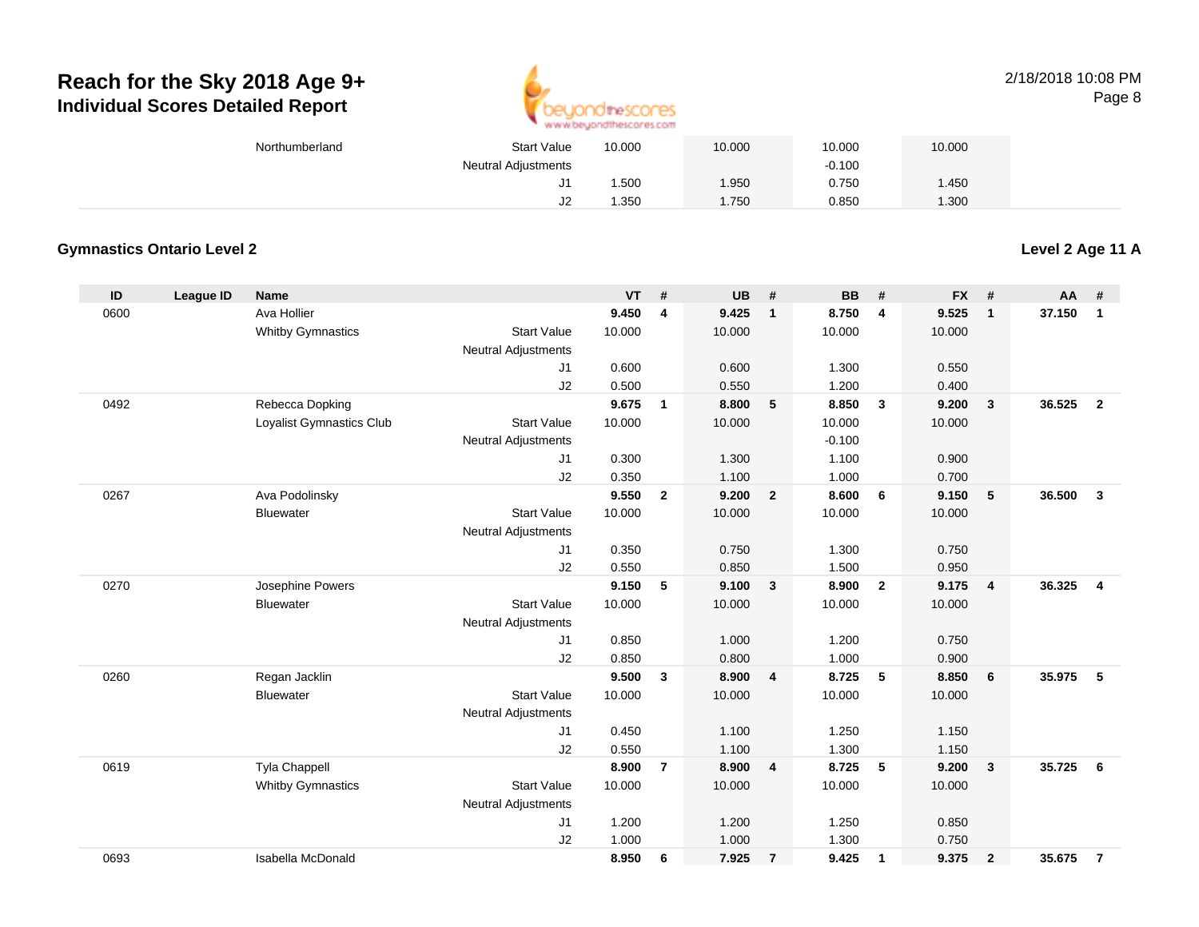# Reach for the Sky 2018 Age 9+
## Individual Scores Detailed Report

2/18/2018 10:08 PM

| | | | | VT | | UB | | BB | | FX | | | |
|---|---|---|---|---|---|---|---|---|---|---|---|---|---|
| | | Northumberland | Start Value | 10.000 | | 10.000 | | 10.000 | | 10.000 | | | |
| | | | Neutral Adjustments | | | | | -0.100 | | | | | |
| | | | J1 | 1.500 | | 1.950 | | 0.750 | | 1.450 | | | |
| | | | J2 | 1.350 | | 1.750 | | 0.850 | | 1.300 | | | |

### Gymnastics Ontario Level 2

**Level 2 Age 11 A**

| ID | League ID | Name | | VT | # | UB | # | BB | # | FX | # | AA | # |
|---|---|---|---|---|---|---|---|---|---|---|---|---|---|
| 0600 | | Ava Hollier | | **9.450** | **4** | **9.425** | **1** | **8.750** | **4** | **9.525** | **1** | **37.150** | **1** |
| | | Whitby Gymnastics | Start Value | 10.000 | | 10.000 | | 10.000 | | 10.000 | | | |
| | | | Neutral Adjustments | | | | | | | | | | |
| | | | J1 | 0.600 | | 0.600 | | 1.300 | | 0.550 | | | |
| | | | J2 | 0.500 | | 0.550 | | 1.200 | | 0.400 | | | |
| 0492 | | Rebecca Dopking | | **9.675** | **1** | **8.800** | **5** | **8.850** | **3** | **9.200** | **3** | **36.525** | **2** |
| | | Loyalist Gymnastics Club | Start Value | 10.000 | | 10.000 | | 10.000 | | 10.000 | | | |
| | | | Neutral Adjustments | | | | | -0.100 | | | | | |
| | | | J1 | 0.300 | | 1.300 | | 1.100 | | 0.900 | | | |
| | | | J2 | 0.350 | | 1.100 | | 1.000 | | 0.700 | | | |
| 0267 | | Ava Podolinsky | | **9.550** | **2** | **9.200** | **2** | **8.600** | **6** | **9.150** | **5** | **36.500** | **3** |
| | | Bluewater | Start Value | 10.000 | | 10.000 | | 10.000 | | 10.000 | | | |
| | | | Neutral Adjustments | | | | | | | | | | |
| | | | J1 | 0.350 | | 0.750 | | 1.300 | | 0.750 | | | |
| | | | J2 | 0.550 | | 0.850 | | 1.500 | | 0.950 | | | |
| 0270 | | Josephine Powers | | **9.150** | **5** | **9.100** | **3** | **8.900** | **2** | **9.175** | **4** | **36.325** | **4** |
| | | Bluewater | Start Value | 10.000 | | 10.000 | | 10.000 | | 10.000 | | | |
| | | | Neutral Adjustments | | | | | | | | | | |
| | | | J1 | 0.850 | | 1.000 | | 1.200 | | 0.750 | | | |
| | | | J2 | 0.850 | | 0.800 | | 1.000 | | 0.900 | | | |
| 0260 | | Regan Jacklin | | **9.500** | **3** | **8.900** | **4** | **8.725** | **5** | **8.850** | **6** | **35.975** | **5** |
| | | Bluewater | Start Value | 10.000 | | 10.000 | | 10.000 | | 10.000 | | | |
| | | | Neutral Adjustments | | | | | | | | | | |
| | | | J1 | 0.450 | | 1.100 | | 1.250 | | 1.150 | | | |
| | | | J2 | 0.550 | | 1.100 | | 1.300 | | 1.150 | | | |
| 0619 | | Tyla Chappell | | **8.900** | **7** | **8.900** | **4** | **8.725** | **5** | **9.200** | **3** | **35.725** | **6** |
| | | Whitby Gymnastics | Start Value | 10.000 | | 10.000 | | 10.000 | | 10.000 | | | |
| | | | Neutral Adjustments | | | | | | | | | | |
| | | | J1 | 1.200 | | 1.200 | | 1.250 | | 0.850 | | | |
| | | | J2 | 1.000 | | 1.000 | | 1.300 | | 0.750 | | | |
| 0693 | | Isabella McDonald | | **8.950** | **6** | **7.925** | **7** | **9.425** | **1** | **9.375** | **2** | **35.675** | **7** |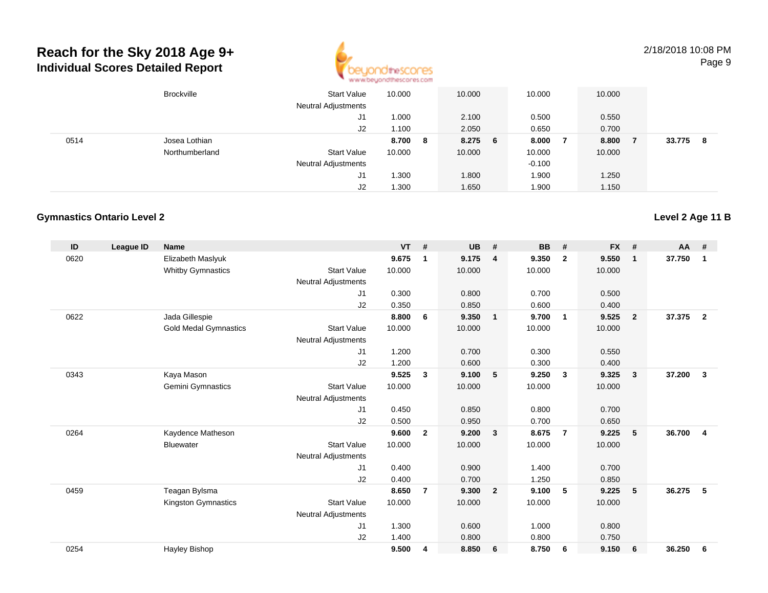# Reach for the Sky 2018 Age 9+

## Individual Scores Detailed Report

2/18/2018 10:08 PM

| ID | League ID | Name | | VT | # | UB | # | BB | # | FX | # | AA | # |
|---|---|---|---|---|---|---|---|---|---|---|---|---|---|
| | | Brockville | Start Value | 10.000 | | 10.000 | | 10.000 | | 10.000 | | | |
| | | | Neutral Adjustments | | | | | | | | | | |
| | | | J1 | 1.000 | | 2.100 | | 0.500 | | 0.550 | | | |
| | | | J2 | 1.100 | | 2.050 | | 0.650 | | 0.700 | | | |
| 0514 | | Josea Lothian | | **8.700** | **8** | **8.275** | **6** | **8.000** | **7** | **8.800** | **7** | **33.775** | **8** |
| | | Northumberland | Start Value | 10.000 | | 10.000 | | 10.000 | | 10.000 | | | |
| | | | Neutral Adjustments | | | | | -0.100 | | | | | |
| | | | J1 | 1.300 | | 1.800 | | 1.900 | | 1.250 | | | |
| | | | J2 | 1.300 | | 1.650 | | 1.900 | | 1.150 | | | |

### Gymnastics Ontario Level 2

### Level 2 Age 11 B

| ID | League ID | Name | | VT | # | UB | # | BB | # | FX | # | AA | # |
|---|---|---|---|---|---|---|---|---|---|---|---|---|---|
| 0620 | | Elizabeth Maslyuk | | **9.675** | **1** | **9.175** | **4** | **9.350** | **2** | **9.550** | **1** | **37.750** | **1** |
| | | Whitby Gymnastics | Start Value | 10.000 | | 10.000 | | 10.000 | | 10.000 | | | |
| | | | Neutral Adjustments | | | | | | | | | | |
| | | | J1 | 0.300 | | 0.800 | | 0.700 | | 0.500 | | | |
| | | | J2 | 0.350 | | 0.850 | | 0.600 | | 0.400 | | | |
| 0622 | | Jada Gillespie | | **8.800** | **6** | **9.350** | **1** | **9.700** | **1** | **9.525** | **2** | **37.375** | **2** |
| | | Gold Medal Gymnastics | Start Value | 10.000 | | 10.000 | | 10.000 | | 10.000 | | | |
| | | | Neutral Adjustments | | | | | | | | | | |
| | | | J1 | 1.200 | | 0.700 | | 0.300 | | 0.550 | | | |
| | | | J2 | 1.200 | | 0.600 | | 0.300 | | 0.400 | | | |
| 0343 | | Kaya Mason | | **9.525** | **3** | **9.100** | **5** | **9.250** | **3** | **9.325** | **3** | **37.200** | **3** |
| | | Gemini Gymnastics | Start Value | 10.000 | | 10.000 | | 10.000 | | 10.000 | | | |
| | | | Neutral Adjustments | | | | | | | | | | |
| | | | J1 | 0.450 | | 0.850 | | 0.800 | | 0.700 | | | |
| | | | J2 | 0.500 | | 0.950 | | 0.700 | | 0.650 | | | |
| 0264 | | Kaydence Matheson | | **9.600** | **2** | **9.200** | **3** | **8.675** | **7** | **9.225** | **5** | **36.700** | **4** |
| | | Bluewater | Start Value | 10.000 | | 10.000 | | 10.000 | | 10.000 | | | |
| | | | Neutral Adjustments | | | | | | | | | | |
| | | | J1 | 0.400 | | 0.900 | | 1.400 | | 0.700 | | | |
| | | | J2 | 0.400 | | 0.700 | | 1.250 | | 0.850 | | | |
| 0459 | | Teagan Bylsma | | **8.650** | **7** | **9.300** | **2** | **9.100** | **5** | **9.225** | **5** | **36.275** | **5** |
| | | Kingston Gymnastics | Start Value | 10.000 | | 10.000 | | 10.000 | | 10.000 | | | |
| | | | Neutral Adjustments | | | | | | | | | | |
| | | | J1 | 1.300 | | 0.600 | | 1.000 | | 0.800 | | | |
| | | | J2 | 1.400 | | 0.800 | | 0.800 | | 0.750 | | | |
| 0254 | | Hayley Bishop | | **9.500** | **4** | **8.850** | **6** | **8.750** | **6** | **9.150** | **6** | **36.250** | **6** |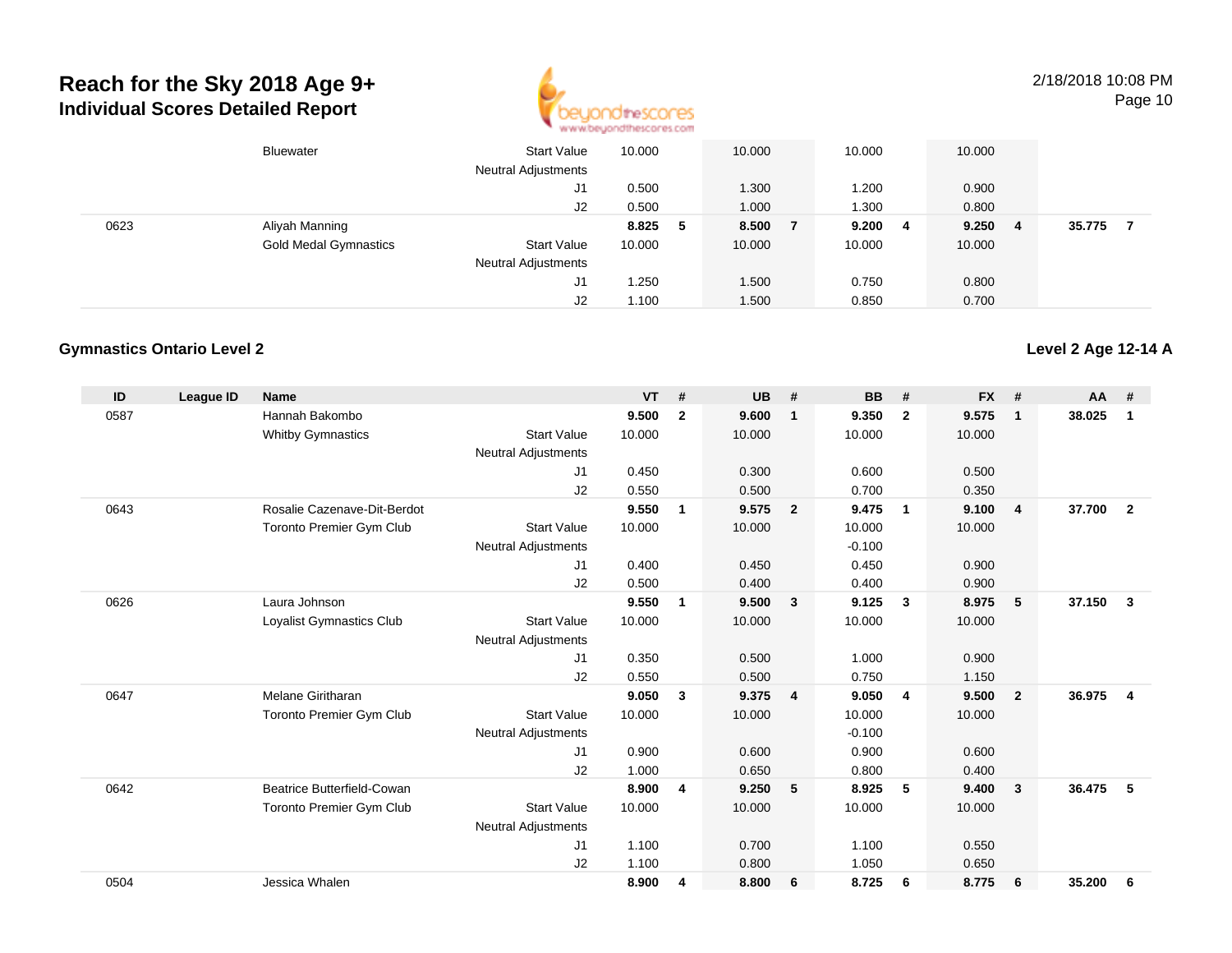# Reach for the Sky 2018 Age 9+

## Individual Scores Detailed Report

| ID | League ID | Name | | VT | # | UB | # | BB | # | FX | # | AA | # |
|---|---|---|---|---|---|---|---|---|---|---|---|---|---|
| | | Bluewater | Start Value | 10.000 | | 10.000 | | 10.000 | | 10.000 | | | |
| | | | Neutral Adjustments | | | | | | | | | | |
| | | | J1 | 0.500 | | 1.300 | | 1.200 | | 0.900 | | | |
| | | | J2 | 0.500 | | 1.000 | | 1.300 | | 0.800 | | | |
| 0623 | | Aliyah Manning | | **8.825** | **5** | **8.500** | **7** | **9.200** | **4** | **9.250** | **4** | **35.775** | **7** |
| | | Gold Medal Gymnastics | Start Value | 10.000 | | 10.000 | | 10.000 | | 10.000 | | | |
| | | | Neutral Adjustments | | | | | | | | | | |
| | | | J1 | 1.250 | | 1.500 | | 0.750 | | 0.800 | | | |
| | | | J2 | 1.100 | | 1.500 | | 0.850 | | 0.700 | | | |

### Gymnastics Ontario Level 2

### Level 2 Age 12-14 A

| ID | League ID | Name | | VT | # | UB | # | BB | # | FX | # | AA | # |
|---|---|---|---|---|---|---|---|---|---|---|---|---|---|
| 0587 | | Hannah Bakombo | | **9.500** | **2** | **9.600** | **1** | **9.350** | **2** | **9.575** | **1** | **38.025** | **1** |
| | | Whitby Gymnastics | Start Value | 10.000 | | 10.000 | | 10.000 | | 10.000 | | | |
| | | | Neutral Adjustments | | | | | | | | | | |
| | | | J1 | 0.450 | | 0.300 | | 0.600 | | 0.500 | | | |
| | | | J2 | 0.550 | | 0.500 | | 0.700 | | 0.350 | | | |
| 0643 | | Rosalie Cazenave-Dit-Berdot | | **9.550** | **1** | **9.575** | **2** | **9.475** | **1** | **9.100** | **4** | **37.700** | **2** |
| | | Toronto Premier Gym Club | Start Value | 10.000 | | 10.000 | | 10.000 | | 10.000 | | | |
| | | | Neutral Adjustments | | | | | -0.100 | | | | | |
| | | | J1 | 0.400 | | 0.450 | | 0.450 | | 0.900 | | | |
| | | | J2 | 0.500 | | 0.400 | | 0.400 | | 0.900 | | | |
| 0626 | | Laura Johnson | | **9.550** | **1** | **9.500** | **3** | **9.125** | **3** | **8.975** | **5** | **37.150** | **3** |
| | | Loyalist Gymnastics Club | Start Value | 10.000 | | 10.000 | | 10.000 | | 10.000 | | | |
| | | | Neutral Adjustments | | | | | | | | | | |
| | | | J1 | 0.350 | | 0.500 | | 1.000 | | 0.900 | | | |
| | | | J2 | 0.550 | | 0.500 | | 0.750 | | 1.150 | | | |
| 0647 | | Melane Giritharan | | **9.050** | **3** | **9.375** | **4** | **9.050** | **4** | **9.500** | **2** | **36.975** | **4** |
| | | Toronto Premier Gym Club | Start Value | 10.000 | | 10.000 | | 10.000 | | 10.000 | | | |
| | | | Neutral Adjustments | | | | | -0.100 | | | | | |
| | | | J1 | 0.900 | | 0.600 | | 0.900 | | 0.600 | | | |
| | | | J2 | 1.000 | | 0.650 | | 0.800 | | 0.400 | | | |
| 0642 | | Beatrice Butterfield-Cowan | | **8.900** | **4** | **9.250** | **5** | **8.925** | **5** | **9.400** | **3** | **36.475** | **5** |
| | | Toronto Premier Gym Club | Start Value | 10.000 | | 10.000 | | 10.000 | | 10.000 | | | |
| | | | Neutral Adjustments | | | | | | | | | | |
| | | | J1 | 1.100 | | 0.700 | | 1.100 | | 0.550 | | | |
| | | | J2 | 1.100 | | 0.800 | | 1.050 | | 0.650 | | | |
| 0504 | | Jessica Whalen | | **8.900** | **4** | **8.800** | **6** | **8.725** | **6** | **8.775** | **6** | **35.200** | **6** |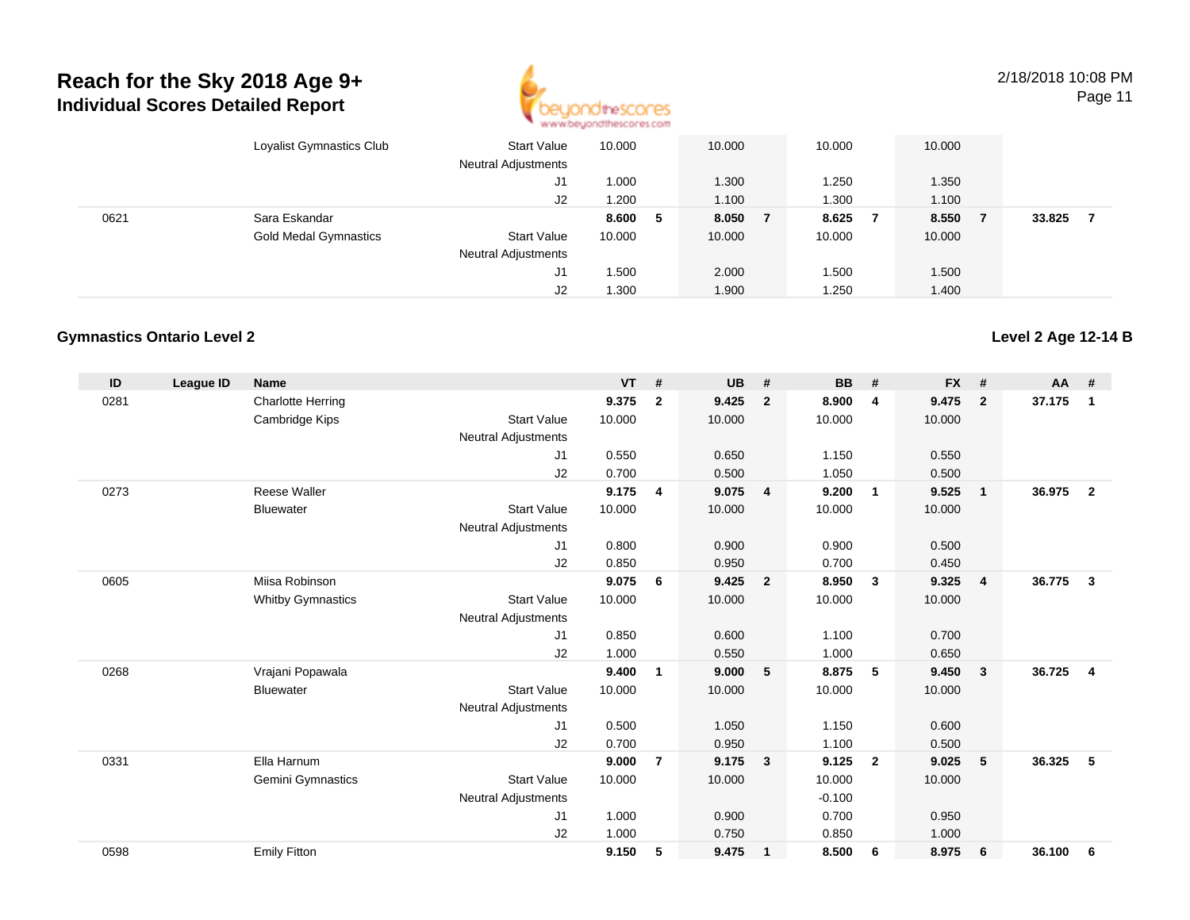# Reach for the Sky 2018 Age 9+

## Individual Scores Detailed Report

2/18/2018 10:08 PM

| ID | League ID | Name | | VT | # | UB | # | BB | # | FX | # | AA | # |
|---|---|---|---|---|---|---|---|---|---|---|---|---|---|
| | | Loyalist Gymnastics Club | Start Value | 10.000 | | 10.000 | | 10.000 | | 10.000 | | | |
| | | | Neutral Adjustments | | | | | | | | | | |
| | | | J1 | 1.000 | | 1.300 | | 1.250 | | 1.350 | | | |
| | | | J2 | 1.200 | | 1.100 | | 1.300 | | 1.100 | | | |
| 0621 | | Sara Eskandar | | **8.600** | **5** | **8.050** | **7** | **8.625** | **7** | **8.550** | **7** | **33.825** | **7** |
| | | Gold Medal Gymnastics | Start Value | 10.000 | | 10.000 | | 10.000 | | 10.000 | | | |
| | | | Neutral Adjustments | | | | | | | | | | |
| | | | J1 | 1.500 | | 2.000 | | 1.500 | | 1.500 | | | |
| | | | J2 | 1.300 | | 1.900 | | 1.250 | | 1.400 | | | |

### Gymnastics Ontario Level 2

**Level 2 Age 12-14 B**

| ID | League ID | Name | | VT | # | UB | # | BB | # | FX | # | AA | # |
|---|---|---|---|---|---|---|---|---|---|---|---|---|---|
| 0281 | | Charlotte Herring | | **9.375** | **2** | **9.425** | **2** | **8.900** | **4** | **9.475** | **2** | **37.175** | **1** |
| | | Cambridge Kips | Start Value | 10.000 | | 10.000 | | 10.000 | | 10.000 | | | |
| | | | Neutral Adjustments | | | | | | | | | | |
| | | | J1 | 0.550 | | 0.650 | | 1.150 | | 0.550 | | | |
| | | | J2 | 0.700 | | 0.500 | | 1.050 | | 0.500 | | | |
| 0273 | | Reese Waller | | **9.175** | **4** | **9.075** | **4** | **9.200** | **1** | **9.525** | **1** | **36.975** | **2** |
| | | Bluewater | Start Value | 10.000 | | 10.000 | | 10.000 | | 10.000 | | | |
| | | | Neutral Adjustments | | | | | | | | | | |
| | | | J1 | 0.800 | | 0.900 | | 0.900 | | 0.500 | | | |
| | | | J2 | 0.850 | | 0.950 | | 0.700 | | 0.450 | | | |
| 0605 | | Miisa Robinson | | **9.075** | **6** | **9.425** | **2** | **8.950** | **3** | **9.325** | **4** | **36.775** | **3** |
| | | Whitby Gymnastics | Start Value | 10.000 | | 10.000 | | 10.000 | | 10.000 | | | |
| | | | Neutral Adjustments | | | | | | | | | | |
| | | | J1 | 0.850 | | 0.600 | | 1.100 | | 0.700 | | | |
| | | | J2 | 1.000 | | 0.550 | | 1.000 | | 0.650 | | | |
| 0268 | | Vrajani Popawala | | **9.400** | **1** | **9.000** | **5** | **8.875** | **5** | **9.450** | **3** | **36.725** | **4** |
| | | Bluewater | Start Value | 10.000 | | 10.000 | | 10.000 | | 10.000 | | | |
| | | | Neutral Adjustments | | | | | | | | | | |
| | | | J1 | 0.500 | | 1.050 | | 1.150 | | 0.600 | | | |
| | | | J2 | 0.700 | | 0.950 | | 1.100 | | 0.500 | | | |
| 0331 | | Ella Harnum | | **9.000** | **7** | **9.175** | **3** | **9.125** | **2** | **9.025** | **5** | **36.325** | **5** |
| | | Gemini Gymnastics | Start Value | 10.000 | | 10.000 | | 10.000 | | 10.000 | | | |
| | | | Neutral Adjustments | | | | | -0.100 | | | | | |
| | | | J1 | 1.000 | | 0.900 | | 0.700 | | 0.950 | | | |
| | | | J2 | 1.000 | | 0.750 | | 0.850 | | 1.000 | | | |
| 0598 | | Emily Fitton | | **9.150** | **5** | **9.475** | **1** | **8.500** | **6** | **8.975** | **6** | **36.100** | **6** |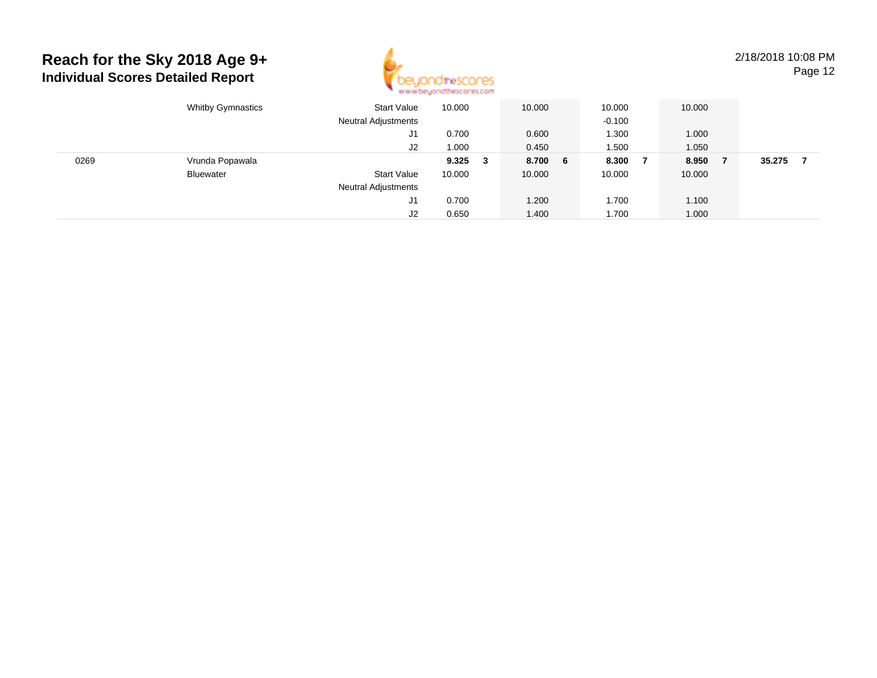# Reach for the Sky 2018 Age 9+

## Individual Scores Detailed Report

2/18/2018 10:08 PM

| | | | | | | | | | | | | |
|---|---|---|---|---|---|---|---|---|---|---|---|---|
| | Whitby Gymnastics | Start Value | 10.000 | | 10.000 | | 10.000 | | 10.000 | | | |
| | | Neutral Adjustments | | | | | -0.100 | | | | | |
| | | J1 | 0.700 | | 0.600 | | 1.300 | | 1.000 | | | |
| | | J2 | 1.000 | | 0.450 | | 1.500 | | 1.050 | | | |
| 0269 | Vrunda Popawala | | **9.325** | **3** | **8.700** | **6** | **8.300** | **7** | **8.950** | **7** | **35.275** | **7** |
| | Bluewater | Start Value | 10.000 | | 10.000 | | 10.000 | | 10.000 | | | |
| | | Neutral Adjustments | | | | | | | | | | |
| | | J1 | 0.700 | | 1.200 | | 1.700 | | 1.100 | | | |
| | | J2 | 0.650 | | 1.400 | | 1.700 | | 1.000 | | | |